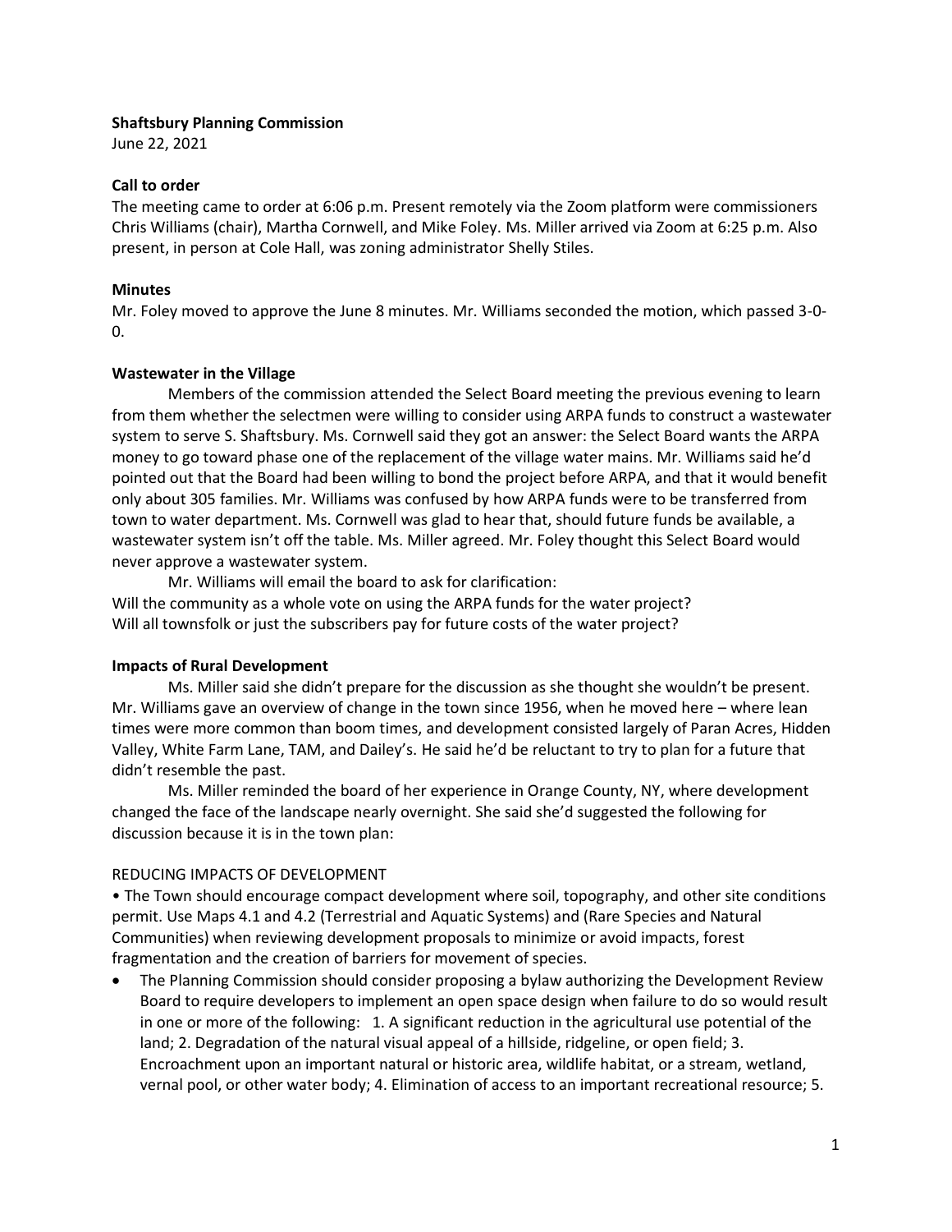**Shaftsbury Planning Commission**

June 22, 2021

**Call to order**

The meeting came to order at 6:06 p.m. Present remotely via the Zoom platform were commissioners Chris Williams (chair), Martha Cornwell, and Mike Foley. Ms. Miller arrived via Zoom at 6:25 p.m. Also present, in person at Cole Hall, was zoning administrator Shelly Stiles.

**Minutes**

Mr. Foley moved to approve the June 8 minutes. Mr. Williams seconded the motion, which passed 3-0-0.

**Wastewater in the Village**

Members of the commission attended the Select Board meeting the previous evening to learn from them whether the selectmen were willing to consider using ARPA funds to construct a wastewater system to serve S. Shaftsbury. Ms. Cornwell said they got an answer: the Select Board wants the ARPA money to go toward phase one of the replacement of the village water mains. Mr. Williams said he'd pointed out that the Board had been willing to bond the project before ARPA, and that it would benefit only about 305 families. Mr. Williams was confused by how ARPA funds were to be transferred from town to water department. Ms. Cornwell was glad to hear that, should future funds be available, a wastewater system isn't off the table. Ms. Miller agreed. Mr. Foley thought this Select Board would never approve a wastewater system.

Mr. Williams will email the board to ask for clarification:

Will the community as a whole vote on using the ARPA funds for the water project?

Will all townsfolk or just the subscribers pay for future costs of the water project?

**Impacts of Rural Development**

Ms. Miller said she didn't prepare for the discussion as she thought she wouldn't be present. Mr. Williams gave an overview of change in the town since 1956, when he moved here – where lean times were more common than boom times, and development consisted largely of Paran Acres, Hidden Valley, White Farm Lane, TAM, and Dailey's. He said he'd be reluctant to try to plan for a future that didn't resemble the past.

Ms. Miller reminded the board of her experience in Orange County, NY, where development changed the face of the landscape nearly overnight. She said she'd suggested the following for discussion because it is in the town plan:

REDUCING IMPACTS OF DEVELOPMENT

• The Town should encourage compact development where soil, topography, and other site conditions permit. Use Maps 4.1 and 4.2 (Terrestrial and Aquatic Systems) and (Rare Species and Natural Communities) when reviewing development proposals to minimize or avoid impacts, forest fragmentation and the creation of barriers for movement of species.

- The Planning Commission should consider proposing a bylaw authorizing the Development Review Board to require developers to implement an open space design when failure to do so would result in one or more of the following: 1. A significant reduction in the agricultural use potential of the land; 2. Degradation of the natural visual appeal of a hillside, ridgeline, or open field; 3. Encroachment upon an important natural or historic area, wildlife habitat, or a stream, wetland, vernal pool, or other water body; 4. Elimination of access to an important recreational resource; 5.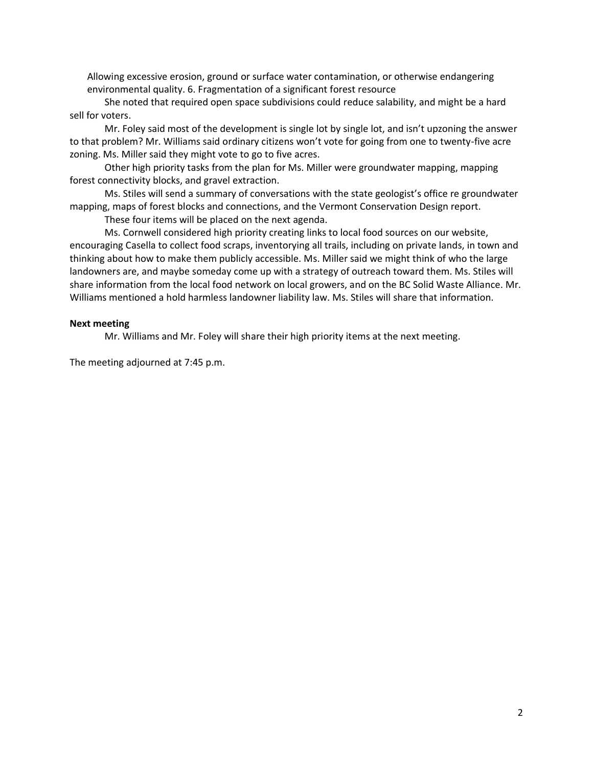Allowing excessive erosion, ground or surface water contamination, or otherwise endangering environmental quality. 6. Fragmentation of a significant forest resource

She noted that required open space subdivisions could reduce salability, and might be a hard sell for voters.

Mr. Foley said most of the development is single lot by single lot, and isn't upzoning the answer to that problem? Mr. Williams said ordinary citizens won't vote for going from one to twenty-five acre zoning. Ms. Miller said they might vote to go to five acres.

Other high priority tasks from the plan for Ms. Miller were groundwater mapping, mapping forest connectivity blocks, and gravel extraction.

Ms. Stiles will send a summary of conversations with the state geologist's office re groundwater mapping, maps of forest blocks and connections, and the Vermont Conservation Design report.

These four items will be placed on the next agenda.

Ms. Cornwell considered high priority creating links to local food sources on our website, encouraging Casella to collect food scraps, inventorying all trails, including on private lands, in town and thinking about how to make them publicly accessible. Ms. Miller said we might think of who the large landowners are, and maybe someday come up with a strategy of outreach toward them. Ms. Stiles will share information from the local food network on local growers, and on the BC Solid Waste Alliance. Mr. Williams mentioned a hold harmless landowner liability law. Ms. Stiles will share that information.

**Next meeting**

Mr. Williams and Mr. Foley will share their high priority items at the next meeting.

The meeting adjourned at 7:45 p.m.